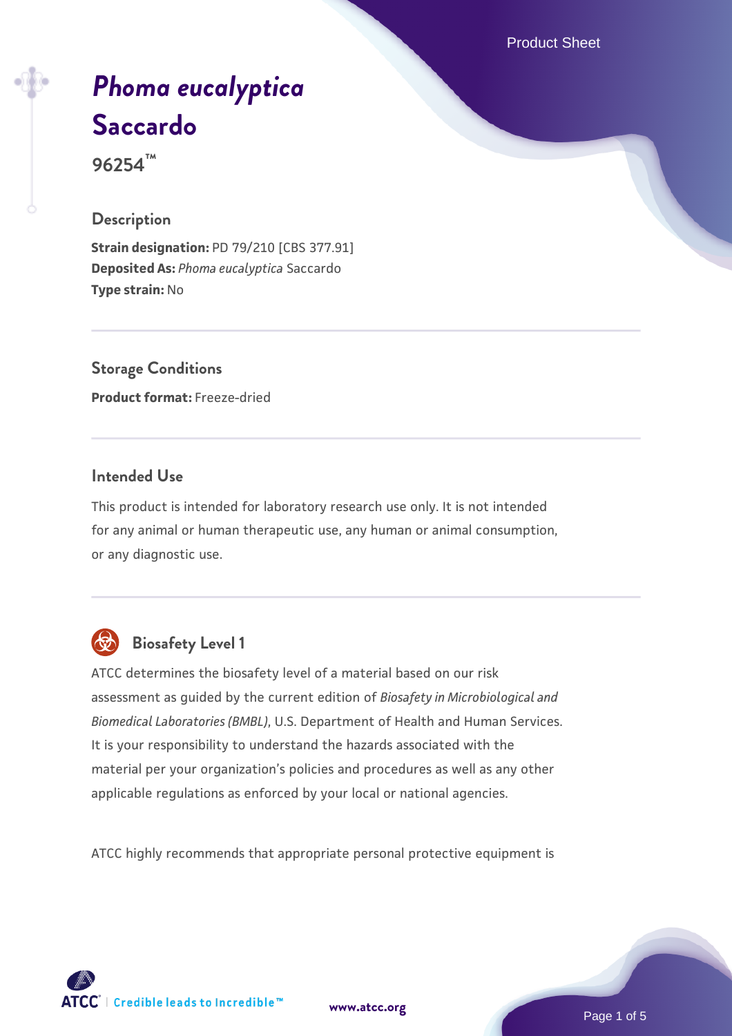# *Phoma eucalyptica* Saccardo

96254™

## Description

**Strain designation:** PD 79/210 [CBS 377.91]
**Deposited As:** *Phoma eucalyptica* Saccardo
**Type strain:** No

## Storage Conditions

**Product format:** Freeze-dried

## Intended Use

This product is intended for laboratory research use only. It is not intended for any animal or human therapeutic use, any human or animal consumption, or any diagnostic use.

## Biosafety Level 1

ATCC determines the biosafety level of a material based on our risk assessment as guided by the current edition of *Biosafety in Microbiological and Biomedical Laboratories (BMBL)*, U.S. Department of Health and Human Services. It is your responsibility to understand the hazards associated with the material per your organization's policies and procedures as well as any other applicable regulations as enforced by your local or national agencies.

ATCC highly recommends that appropriate personal protective equipment is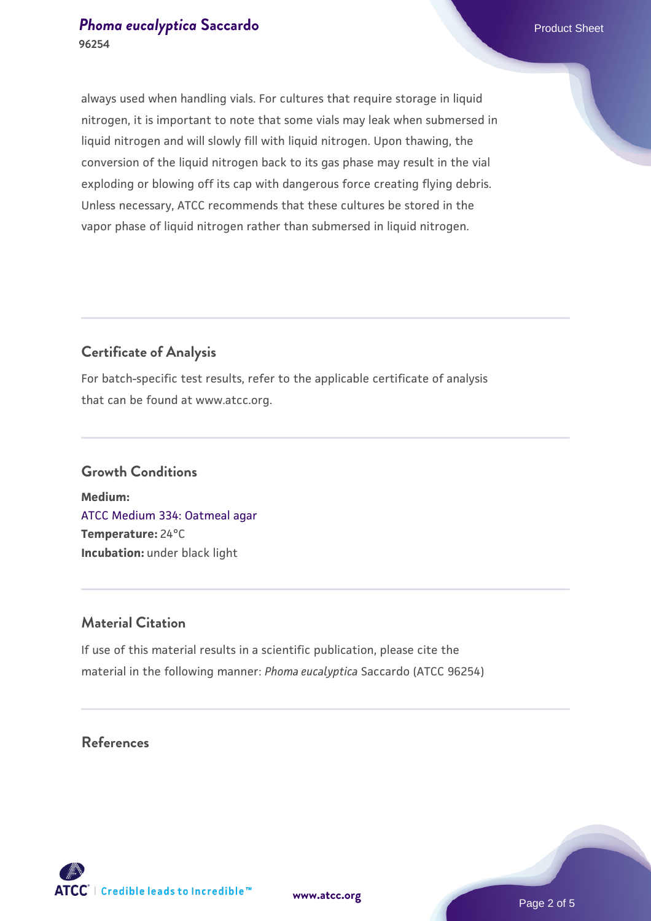always used when handling vials. For cultures that require storage in liquid nitrogen, it is important to note that some vials may leak when submersed in liquid nitrogen and will slowly fill with liquid nitrogen. Upon thawing, the conversion of the liquid nitrogen back to its gas phase may result in the vial exploding or blowing off its cap with dangerous force creating flying debris. Unless necessary, ATCC recommends that these cultures be stored in the vapor phase of liquid nitrogen rather than submersed in liquid nitrogen.

## Certificate of Analysis

For batch-specific test results, refer to the applicable certificate of analysis that can be found at www.atcc.org.

## Growth Conditions

**Medium:**
ATCC Medium 334: Oatmeal agar
**Temperature:** 24°C
**Incubation:** under black light

## Material Citation

If use of this material results in a scientific publication, please cite the material in the following manner: *Phoma eucalyptica* Saccardo (ATCC 96254)

## References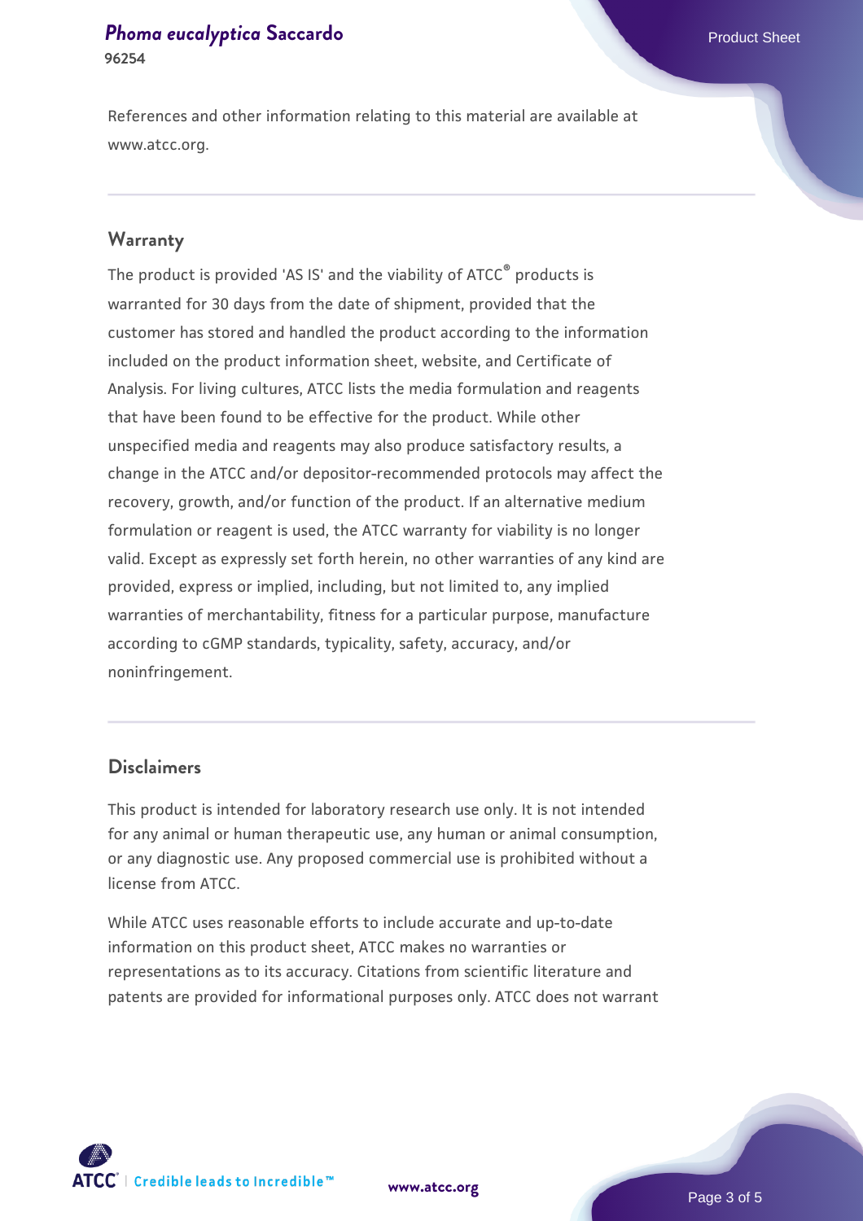References and other information relating to this material are available at www.atcc.org.

## Warranty

The product is provided 'AS IS' and the viability of ATCC® products is warranted for 30 days from the date of shipment, provided that the customer has stored and handled the product according to the information included on the product information sheet, website, and Certificate of Analysis. For living cultures, ATCC lists the media formulation and reagents that have been found to be effective for the product. While other unspecified media and reagents may also produce satisfactory results, a change in the ATCC and/or depositor-recommended protocols may affect the recovery, growth, and/or function of the product. If an alternative medium formulation or reagent is used, the ATCC warranty for viability is no longer valid. Except as expressly set forth herein, no other warranties of any kind are provided, express or implied, including, but not limited to, any implied warranties of merchantability, fitness for a particular purpose, manufacture according to cGMP standards, typicality, safety, accuracy, and/or noninfringement.

## Disclaimers

This product is intended for laboratory research use only. It is not intended for any animal or human therapeutic use, any human or animal consumption, or any diagnostic use. Any proposed commercial use is prohibited without a license from ATCC.

While ATCC uses reasonable efforts to include accurate and up-to-date information on this product sheet, ATCC makes no warranties or representations as to its accuracy. Citations from scientific literature and patents are provided for informational purposes only. ATCC does not warrant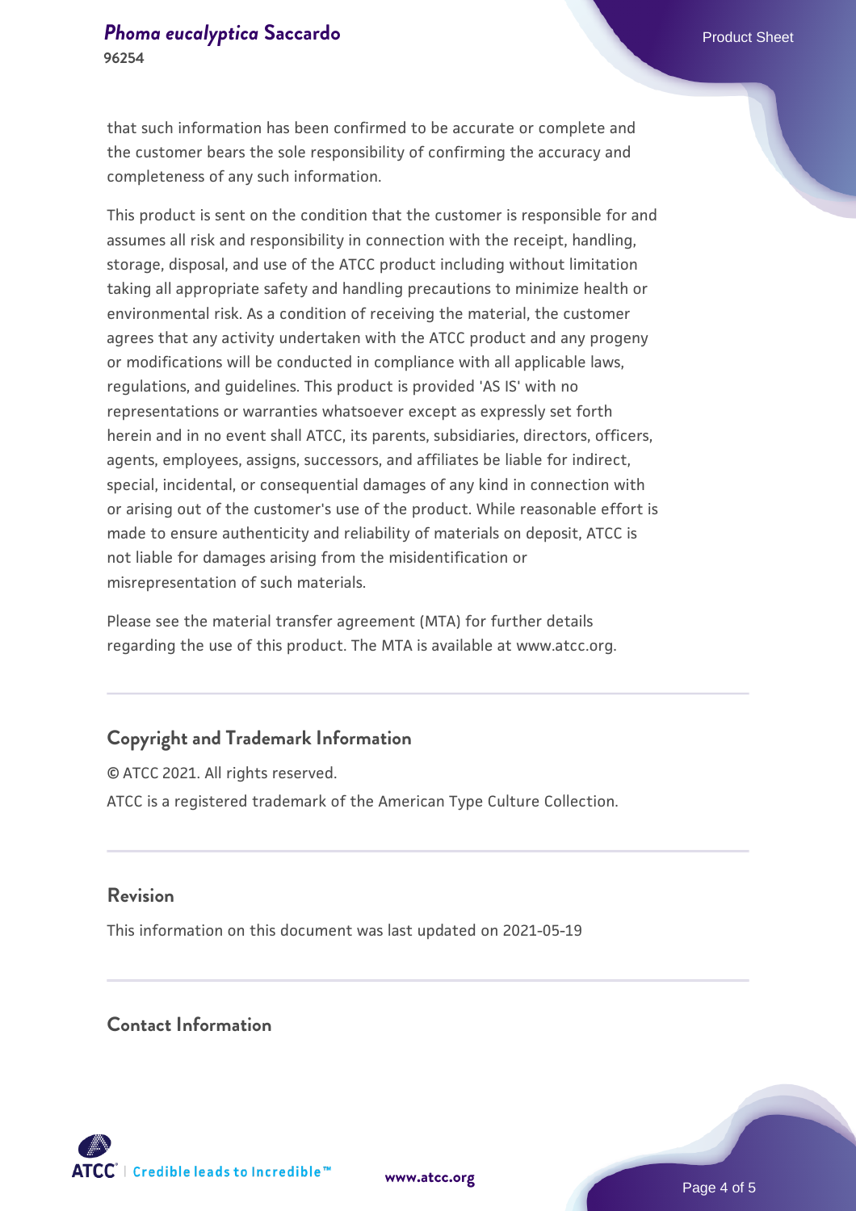that such information has been confirmed to be accurate or complete and the customer bears the sole responsibility of confirming the accuracy and completeness of any such information.

This product is sent on the condition that the customer is responsible for and assumes all risk and responsibility in connection with the receipt, handling, storage, disposal, and use of the ATCC product including without limitation taking all appropriate safety and handling precautions to minimize health or environmental risk. As a condition of receiving the material, the customer agrees that any activity undertaken with the ATCC product and any progeny or modifications will be conducted in compliance with all applicable laws, regulations, and guidelines. This product is provided 'AS IS' with no representations or warranties whatsoever except as expressly set forth herein and in no event shall ATCC, its parents, subsidiaries, directors, officers, agents, employees, assigns, successors, and affiliates be liable for indirect, special, incidental, or consequential damages of any kind in connection with or arising out of the customer's use of the product. While reasonable effort is made to ensure authenticity and reliability of materials on deposit, ATCC is not liable for damages arising from the misidentification or misrepresentation of such materials.

Please see the material transfer agreement (MTA) for further details regarding the use of this product. The MTA is available at www.atcc.org.

## Copyright and Trademark Information

© ATCC 2021. All rights reserved.

ATCC is a registered trademark of the American Type Culture Collection.

## Revision

This information on this document was last updated on 2021-05-19

## Contact Information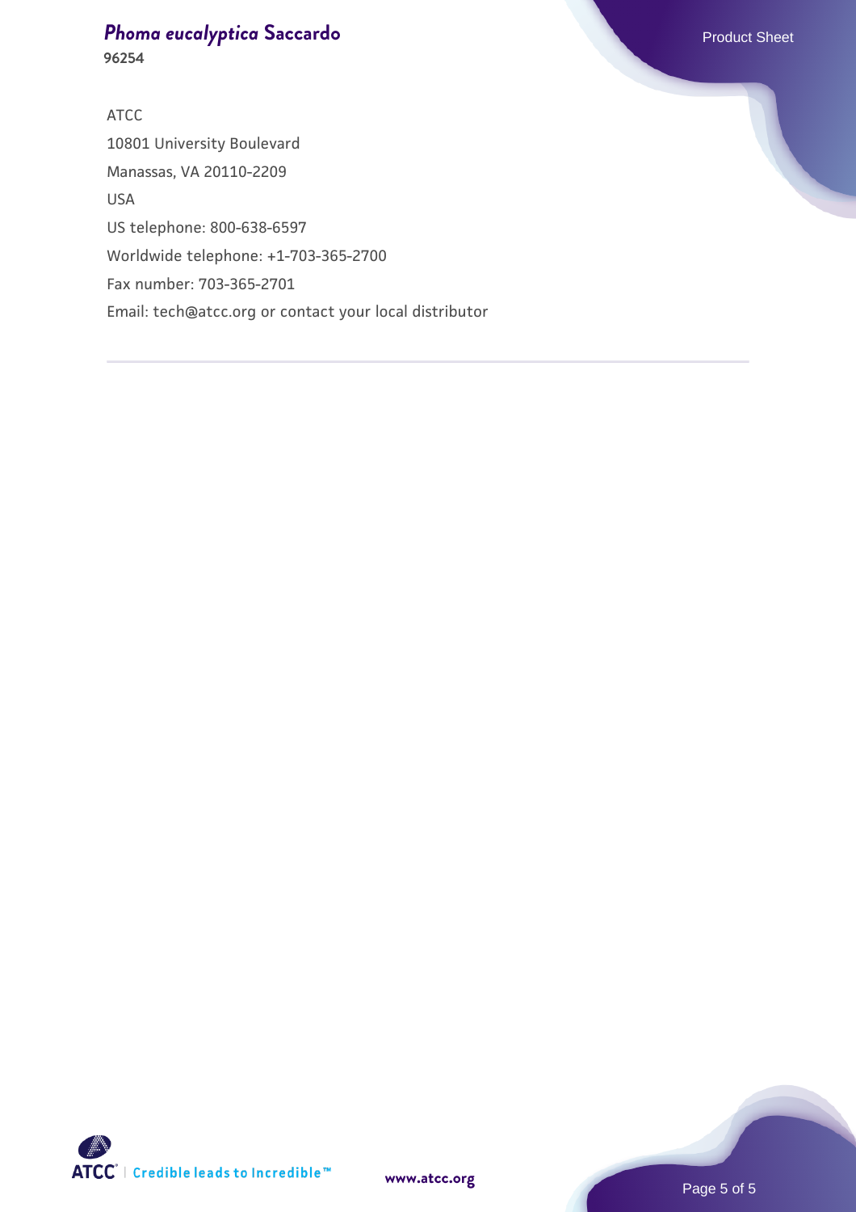ATCC

10801 University Boulevard

Manassas, VA 20110-2209

USA

US telephone: 800-638-6597

Worldwide telephone: +1-703-365-2700

Fax number: 703-365-2701

Email: tech@atcc.org or contact your local distributor